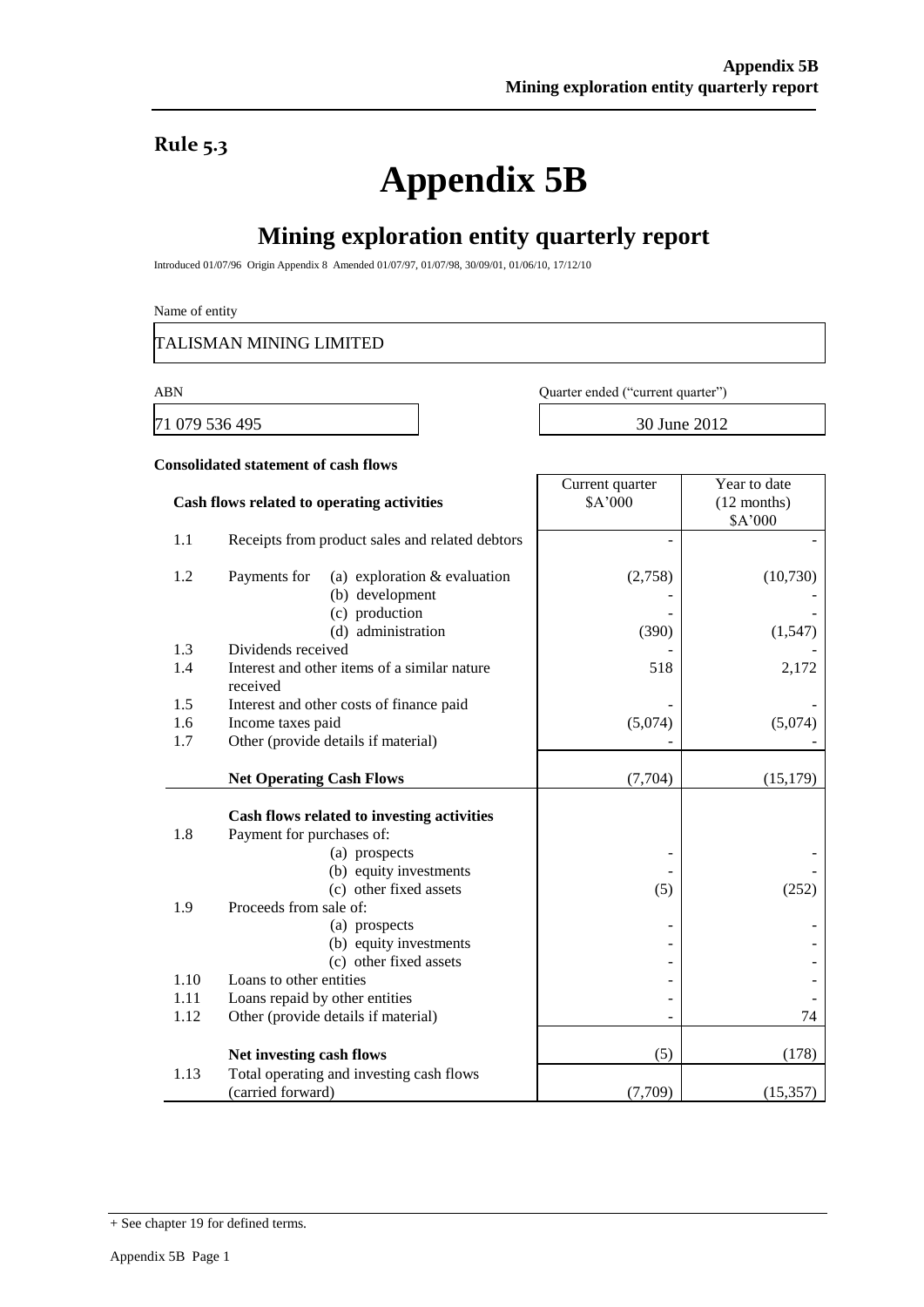**Rule 5.3**

# Appendix 5B

## Mining exploration entity quarterly report

Introduced 01/07/96 Origin Appendix 8 Amended 01/07/97, 01/07/98, 30/09/01, 01/06/10, 17/12/10

Name of entity

TALISMAN MINING LIMITED

| ABN | Quarter ended ("current quarter") |
|---|---|
| 71 079 536 495 | 30 June 2012 |

**Consolidated statement of cash flows**

| | Cash flows related to operating activities | Current quarter $A'000 | Year to date (12 months) $A'000 |
|---|---|---|---|
| 1.1 | Receipts from product sales and related debtors | - | - |
| 1.2 | Payments for (a) exploration & evaluation | (2,758) | (10,730) |
| | (b) development | - | - |
| | (c) production | - | - |
| | (d) administration | (390) | (1,547) |
| 1.3 | Dividends received | - | - |
| 1.4 | Interest and other items of a similar nature received | 518 | 2,172 |
| 1.5 | Interest and other costs of finance paid | - | - |
| 1.6 | Income taxes paid | (5,074) | (5,074) |
| 1.7 | Other (provide details if material) | - | - |
| | **Net Operating Cash Flows** | (7,704) | (15,179) |
| | **Cash flows related to investing activities** | | |
| 1.8 | Payment for purchases of: | | |
| | (a) prospects | - | - |
| | (b) equity investments | - | - |
| | (c) other fixed assets | (5) | (252) |
| 1.9 | Proceeds from sale of: | | |
| | (a) prospects | - | - |
| | (b) equity investments | - | - |
| | (c) other fixed assets | - | - |
| 1.10 | Loans to other entities | - | - |
| 1.11 | Loans repaid by other entities | - | - |
| 1.12 | Other (provide details if material) | - | 74 |
| | **Net investing cash flows** | (5) | (178) |
| 1.13 | Total operating and investing cash flows (carried forward) | (7,709) | (15,357) |

+ See chapter 19 for defined terms.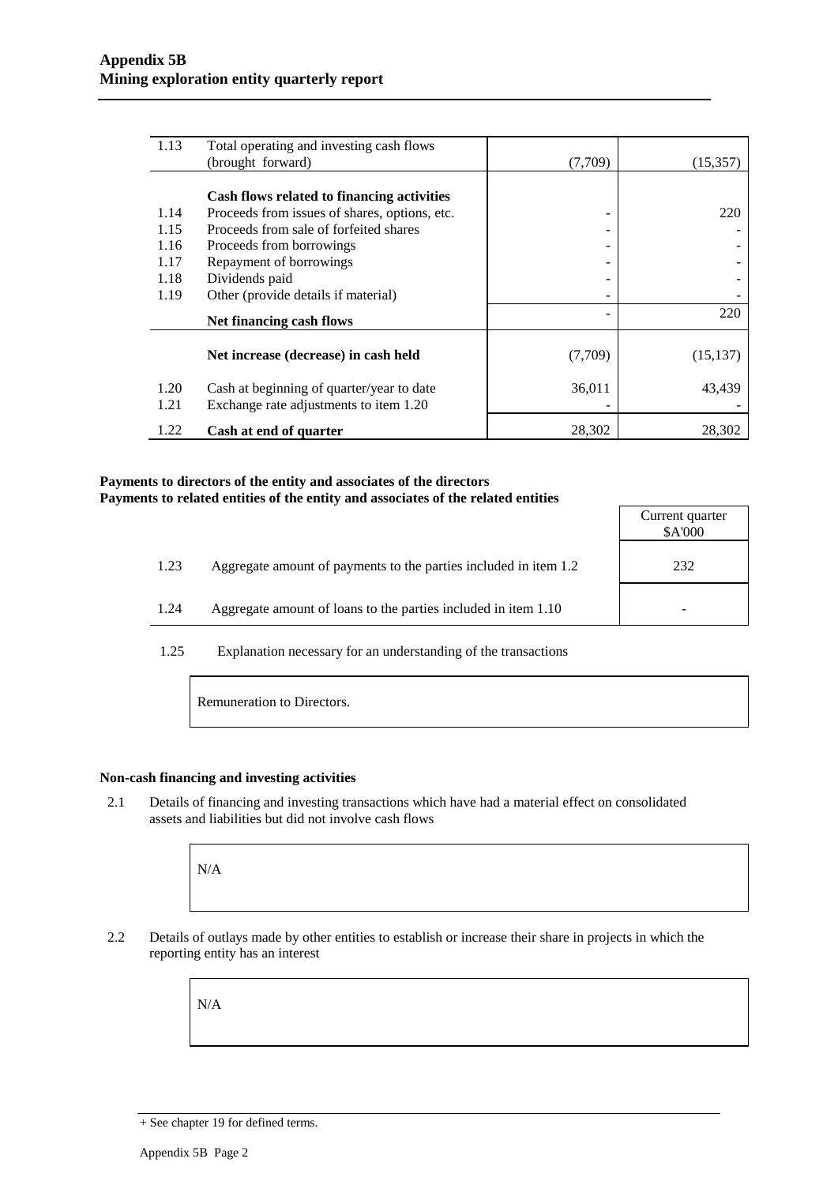| | | | |
|---|---|---|---|
| 1.13 | Total operating and investing cash flows (brought forward) | (7,709) | (15,357) |
| | **Cash flows related to financing activities** | | |
| 1.14 | Proceeds from issues of shares, options, etc. | - | 220 |
| 1.15 | Proceeds from sale of forfeited shares | - | - |
| 1.16 | Proceeds from borrowings | - | - |
| 1.17 | Repayment of borrowings | - | - |
| 1.18 | Dividends paid | - | - |
| 1.19 | Other (provide details if material) | - | - |
| | **Net financing cash flows** | - | 220 |
| | **Net increase (decrease) in cash held** | (7,709) | (15,137) |
| 1.20 | Cash at beginning of quarter/year to date | 36,011 | 43,439 |
| 1.21 | Exchange rate adjustments to item 1.20 | - | - |
| 1.22 | **Cash at end of quarter** | 28,302 | 28,302 |

**Payments to directors of the entity and associates of the directors**
**Payments to related entities of the entity and associates of the related entities**

| | | Current quarter $A'000 |
|---|---|---|
| 1.23 | Aggregate amount of payments to the parties included in item 1.2 | 232 |
| 1.24 | Aggregate amount of loans to the parties included in item 1.10 | - |

1.25 Explanation necessary for an understanding of the transactions

Remuneration to Directors.

**Non-cash financing and investing activities**

2.1 Details of financing and investing transactions which have had a material effect on consolidated assets and liabilities but did not involve cash flows

N/A

2.2 Details of outlays made by other entities to establish or increase their share in projects in which the reporting entity has an interest

N/A

+ See chapter 19 for defined terms.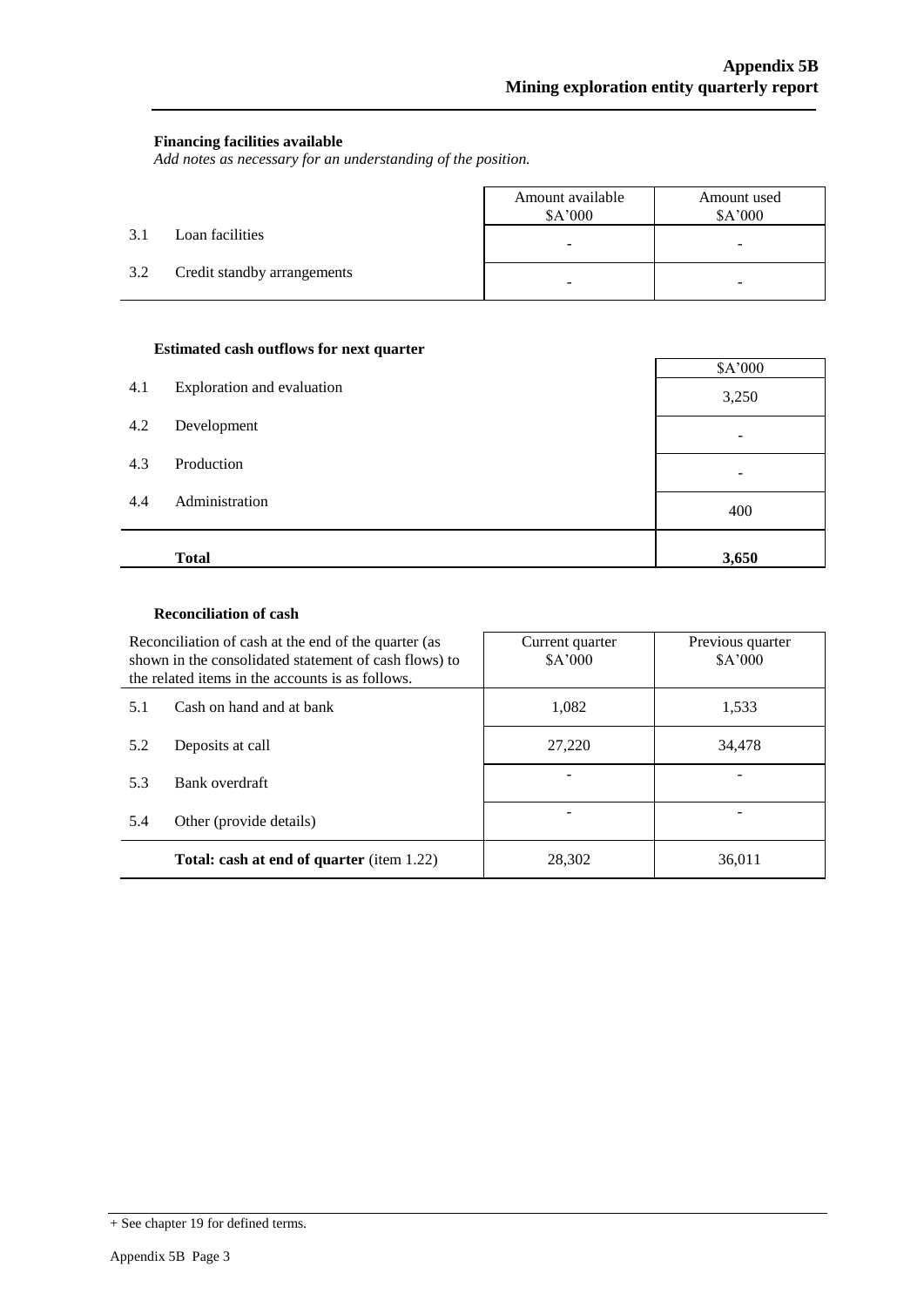### Financing facilities available

*Add notes as necessary for an understanding of the position.*

| | | Amount available $A'000 | Amount used $A'000 |
|---|---|---|---|
| 3.1 | Loan facilities | - | - |
| 3.2 | Credit standby arrangements | - | - |

### Estimated cash outflows for next quarter

| | | $A'000 |
|---|---|---|
| 4.1 | Exploration and evaluation | 3,250 |
| 4.2 | Development | - |
| 4.3 | Production | - |
| 4.4 | Administration | 400 |
| | **Total** | **3,650** |

### Reconciliation of cash

| Reconciliation of cash at the end of the quarter (as shown in the consolidated statement of cash flows) to the related items in the accounts is as follows. | | Current quarter $A'000 | Previous quarter $A'000 |
|---|---|---|---|
| 5.1 | Cash on hand and at bank | 1,082 | 1,533 |
| 5.2 | Deposits at call | 27,220 | 34,478 |
| 5.3 | Bank overdraft | - | - |
| 5.4 | Other (provide details) | - | - |
| | **Total: cash at end of quarter** (item 1.22) | 28,302 | 36,011 |

+ See chapter 19 for defined terms.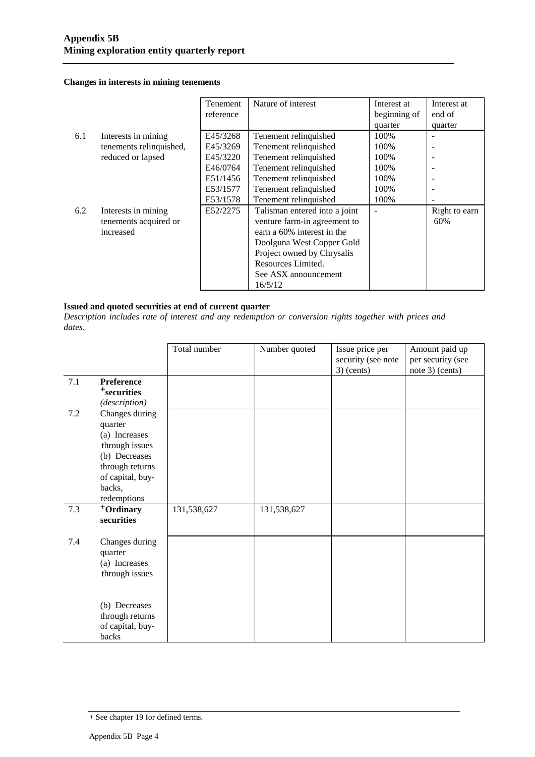## Changes in interests in mining tenements

| | | Tenement reference | Nature of interest | Interest at beginning of quarter | Interest at end of quarter |
|---|---|---|---|---|---|
| 6.1 | Interests in mining tenements relinquished, reduced or lapsed | E45/3268 | Tenement relinquished | 100% | - |
| | | E45/3269 | Tenement relinquished | 100% | - |
| | | E45/3220 | Tenement relinquished | 100% | - |
| | | E46/0764 | Tenement relinquished | 100% | - |
| | | E51/1456 | Tenement relinquished | 100% | - |
| | | E53/1577 | Tenement relinquished | 100% | - |
| | | E53/1578 | Tenement relinquished | 100% | - |
| 6.2 | Interests in mining tenements acquired or increased | E52/2275 | Talisman entered into a joint venture farm-in agreement to earn a 60% interest in the Doolguna West Copper Gold Project owned by Chrysalis Resources Limited. See ASX announcement 16/5/12 | - | Right to earn 60% |

## Issued and quoted securities at end of current quarter

*Description includes rate of interest and any redemption or conversion rights together with prices and dates.*

| | | Total number | Number quoted | Issue price per security (see note 3) (cents) | Amount paid up per security (see note 3) (cents) |
|---|---|---|---|---|---|
| 7.1 | **Preference +securities** *(description)* | | | | |
| 7.2 | Changes during quarter (a) Increases through issues (b) Decreases through returns of capital, buy-backs, redemptions | | | | |
| 7.3 | **+Ordinary securities** | 131,538,627 | 131,538,627 | | |
| 7.4 | Changes during quarter (a) Increases through issues (b) Decreases through returns of capital, buy-backs | | | | |

+ See chapter 19 for defined terms.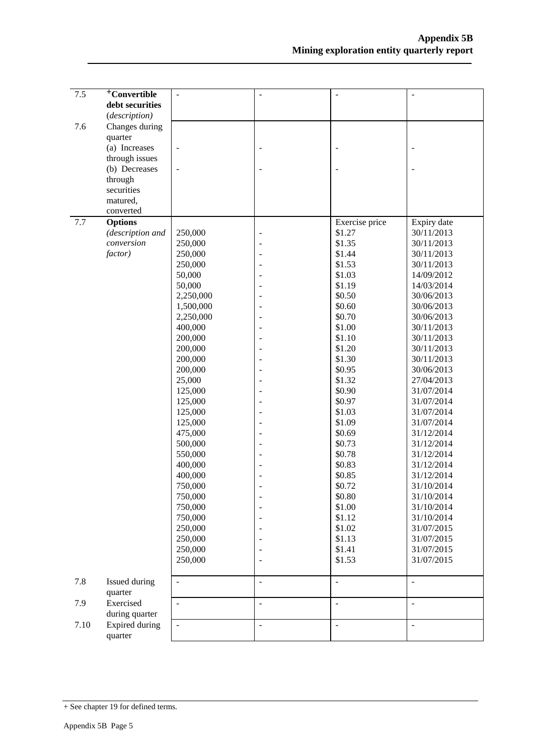| | | | | | |
|---|---|---|---|---|---|
| 7.5 | **+Convertible debt securities** (*description*) | - | - | - | - |
| 7.6 | Changes during quarter<br>(a) Increases through issues<br>(b) Decreases through securities matured, converted | <br><br>-<br><br>- | <br><br>-<br><br>- | <br><br>-<br><br>- | <br><br>-<br><br>- |
| 7.7 | **Options** *(description and conversion factor)* | | | Exercise price | Expiry date |
| | | 250,000 | - | $1.27 | 30/11/2013 |
| | | 250,000 | - | $1.35 | 30/11/2013 |
| | | 250,000 | - | $1.44 | 30/11/2013 |
| | | 250,000 | - | $1.53 | 30/11/2013 |
| | | 50,000 | - | $1.03 | 14/09/2012 |
| | | 50,000 | - | $1.19 | 14/03/2014 |
| | | 2,250,000 | - | $0.50 | 30/06/2013 |
| | | 1,500,000 | - | $0.60 | 30/06/2013 |
| | | 2,250,000 | - | $0.70 | 30/06/2013 |
| | | 400,000 | - | $1.00 | 30/11/2013 |
| | | 200,000 | - | $1.10 | 30/11/2013 |
| | | 200,000 | - | $1.20 | 30/11/2013 |
| | | 200,000 | - | $1.30 | 30/11/2013 |
| | | 200,000 | - | $0.95 | 30/06/2013 |
| | | 25,000 | - | $1.32 | 27/04/2013 |
| | | 125,000 | - | $0.90 | 31/07/2014 |
| | | 125,000 | - | $0.97 | 31/07/2014 |
| | | 125,000 | - | $1.03 | 31/07/2014 |
| | | 125,000 | - | $1.09 | 31/07/2014 |
| | | 475,000 | - | $0.69 | 31/12/2014 |
| | | 500,000 | - | $0.73 | 31/12/2014 |
| | | 550,000 | - | $0.78 | 31/12/2014 |
| | | 400,000 | - | $0.83 | 31/12/2014 |
| | | 400,000 | - | $0.85 | 31/12/2014 |
| | | 750,000 | - | $0.72 | 31/10/2014 |
| | | 750,000 | - | $0.80 | 31/10/2014 |
| | | 750,000 | - | $1.00 | 31/10/2014 |
| | | 750,000 | - | $1.12 | 31/10/2014 |
| | | 250,000 | - | $1.02 | 31/07/2015 |
| | | 250,000 | - | $1.13 | 31/07/2015 |
| | | 250,000 | - | $1.41 | 31/07/2015 |
| | | 250,000 | - | $1.53 | 31/07/2015 |
| 7.8 | Issued during quarter | - | - | - | - |
| 7.9 | Exercised during quarter | - | - | - | - |
| 7.10 | Expired during quarter | - | - | - | - |

+ See chapter 19 for defined terms.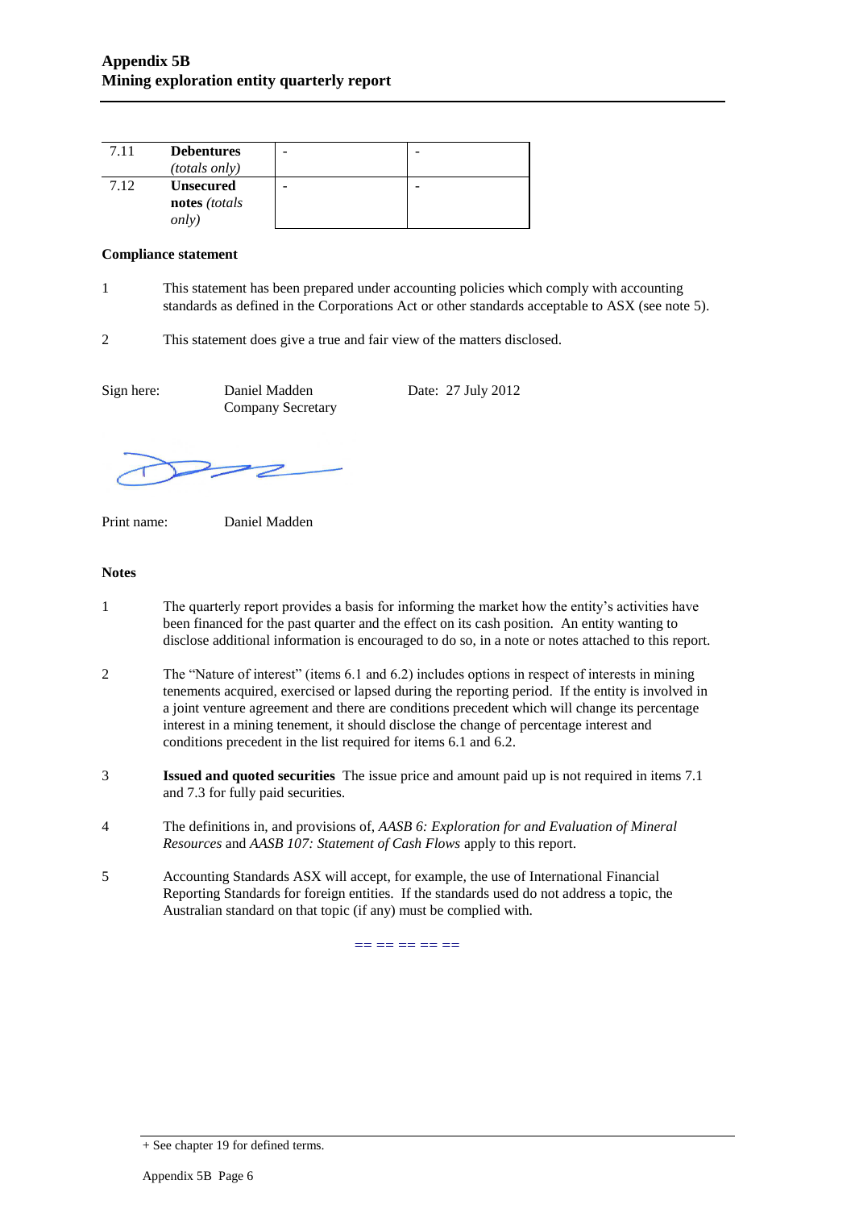| | | | |
|---|---|---|---|
| 7.11 | **Debentures** *(totals only)* | - | - |
| 7.12 | **Unsecured notes** *(totals only)* | - | - |

**Compliance statement**

1 This statement has been prepared under accounting policies which comply with accounting standards as defined in the Corporations Act or other standards acceptable to ASX (see note 5).

2 This statement does give a true and fair view of the matters disclosed.

Sign here: Daniel Madden
Company Secretary

Date: 27 July 2012

Print name: Daniel Madden

**Notes**

1 The quarterly report provides a basis for informing the market how the entity's activities have been financed for the past quarter and the effect on its cash position. An entity wanting to disclose additional information is encouraged to do so, in a note or notes attached to this report.

2 The "Nature of interest" (items 6.1 and 6.2) includes options in respect of interests in mining tenements acquired, exercised or lapsed during the reporting period. If the entity is involved in a joint venture agreement and there are conditions precedent which will change its percentage interest in a mining tenement, it should disclose the change of percentage interest and conditions precedent in the list required for items 6.1 and 6.2.

3 **Issued and quoted securities** The issue price and amount paid up is not required in items 7.1 and 7.3 for fully paid securities.

4 The definitions in, and provisions of, *AASB 6: Exploration for and Evaluation of Mineral Resources* and *AASB 107: Statement of Cash Flows* apply to this report.

5 Accounting Standards ASX will accept, for example, the use of International Financial Reporting Standards for foreign entities. If the standards used do not address a topic, the Australian standard on that topic (if any) must be complied with.

== == == == ==

+ See chapter 19 for defined terms.